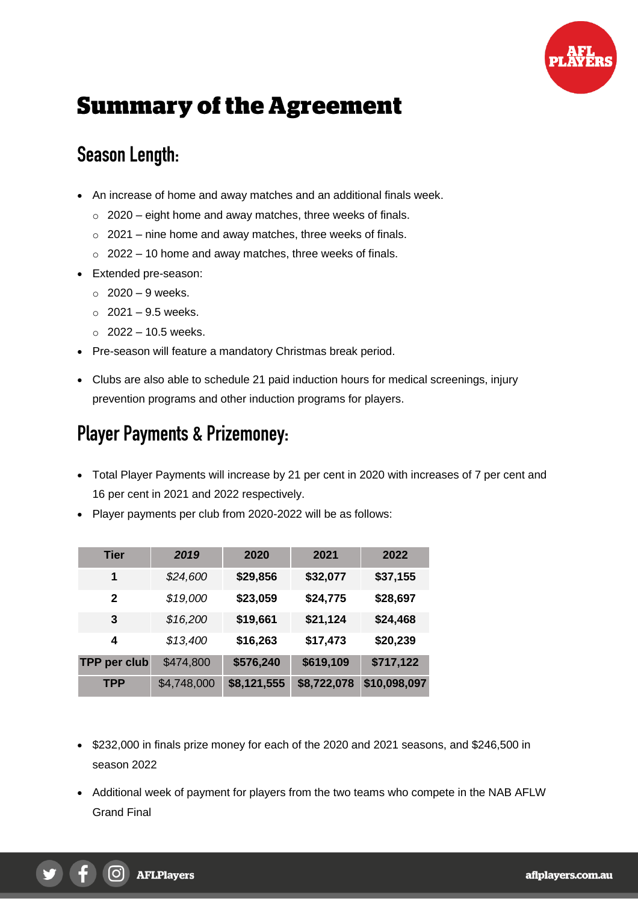# Summary of the Agreement

## Season Length:

- An increase of home and away matches and an additional finals week.
  - 2020 – eight home and away matches, three weeks of finals.
  - 2021 – nine home and away matches, three weeks of finals.
  - 2022 – 10 home and away matches, three weeks of finals.
- Extended pre-season:
  - 2020 – 9 weeks.
  - 2021 – 9.5 weeks.
  - 2022 – 10.5 weeks.
- Pre-season will feature a mandatory Christmas break period.
- Clubs are also able to schedule 21 paid induction hours for medical screenings, injury prevention programs and other induction programs for players.

## Player Payments & Prizemoney:

- Total Player Payments will increase by 21 per cent in 2020 with increases of 7 per cent and 16 per cent in 2021 and 2022 respectively.
- Player payments per club from 2020-2022 will be as follows:

| Tier | *2019* | 2020 | 2021 | 2022 |
|---|---|---|---|---|
| **1** | *$24,600* | **$29,856** | **$32,077** | **$37,155** |
| **2** | *$19,000* | **$23,059** | **$24,775** | **$28,697** |
| **3** | *$16,200* | **$19,661** | **$21,124** | **$24,468** |
| **4** | *$13,400* | **$16,263** | **$17,473** | **$20,239** |
| **TPP per club** | $474,800 | **$576,240** | **$619,109** | **$717,122** |
| **TPP** | $4,748,000 | **$8,121,555** | **$8,722,078** | **$10,098,097** |

- $232,000 in finals prize money for each of the 2020 and 2021 seasons, and $246,500 in season 2022
- Additional week of payment for players from the two teams who compete in the NAB AFLW Grand Final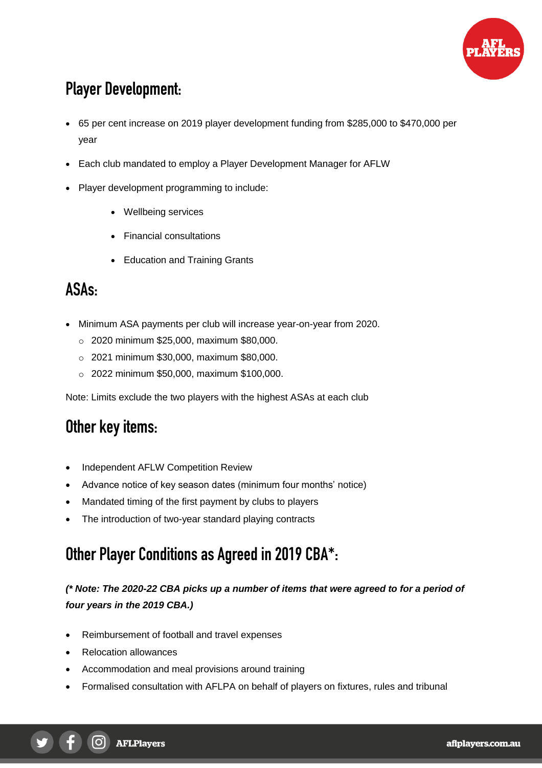## Player Development:

- 65 per cent increase on 2019 player development funding from $285,000 to $470,000 per year
- Each club mandated to employ a Player Development Manager for AFLW
- Player development programming to include:
    - Wellbeing services
    - Financial consultations
    - Education and Training Grants

## ASAs:

- Minimum ASA payments per club will increase year-on-year from 2020.
    - 2020 minimum $25,000, maximum $80,000.
    - 2021 minimum $30,000, maximum $80,000.
    - 2022 minimum $50,000, maximum $100,000.

Note: Limits exclude the two players with the highest ASAs at each club

## Other key items:

- Independent AFLW Competition Review
- Advance notice of key season dates (minimum four months' notice)
- Mandated timing of the first payment by clubs to players
- The introduction of two-year standard playing contracts

## Other Player Conditions as Agreed in 2019 CBA*:

***(\* Note: The 2020-22 CBA picks up a number of items that were agreed to for a period of four years in the 2019 CBA.)***

- Reimbursement of football and travel expenses
- Relocation allowances
- Accommodation and meal provisions around training
- Formalised consultation with AFLPA on behalf of players on fixtures, rules and tribunal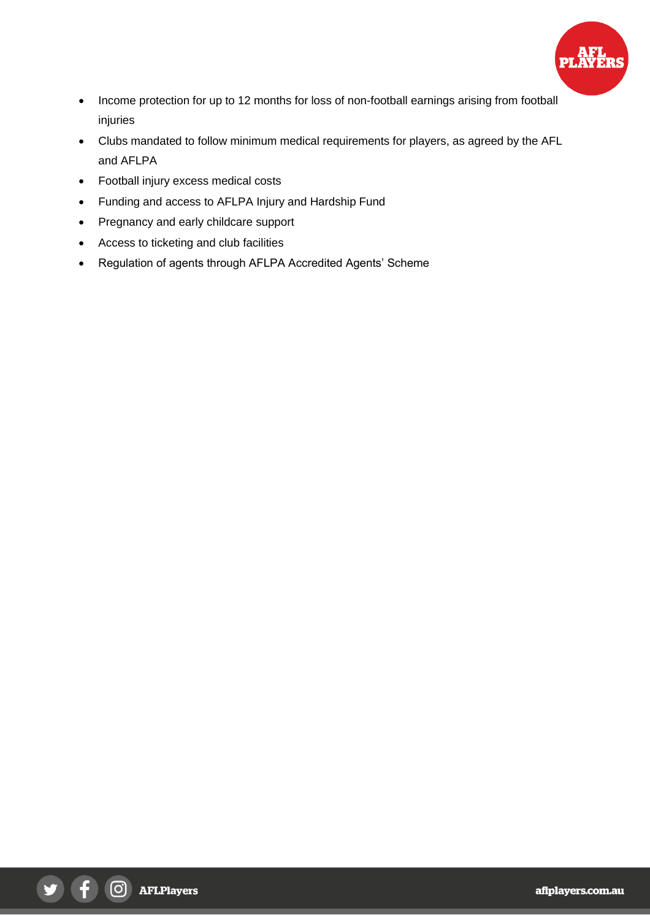- Income protection for up to 12 months for loss of non-football earnings arising from football injuries
- Clubs mandated to follow minimum medical requirements for players, as agreed by the AFL and AFLPA
- Football injury excess medical costs
- Funding and access to AFLPA Injury and Hardship Fund
- Pregnancy and early childcare support
- Access to ticketing and club facilities
- Regulation of agents through AFLPA Accredited Agents' Scheme